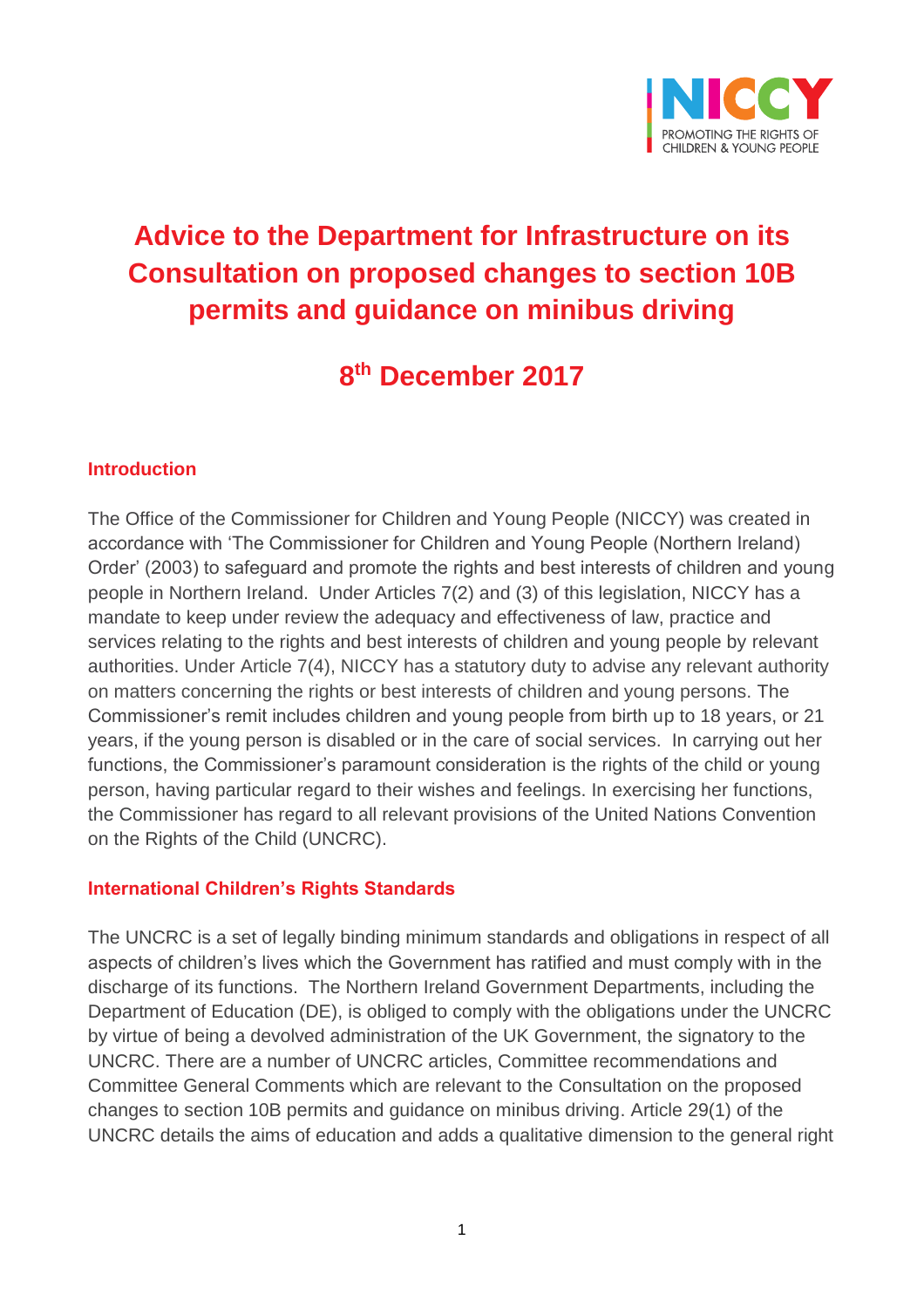# Advice to the Department for Infrastructure on its Consultation on proposed changes to section 10B permits and guidance on minibus driving

## 8th December 2017

### Introduction

The Office of the Commissioner for Children and Young People (NICCY) was created in accordance with 'The Commissioner for Children and Young People (Northern Ireland) Order' (2003) to safeguard and promote the rights and best interests of children and young people in Northern Ireland. Under Articles 7(2) and (3) of this legislation, NICCY has a mandate to keep under review the adequacy and effectiveness of law, practice and services relating to the rights and best interests of children and young people by relevant authorities. Under Article 7(4), NICCY has a statutory duty to advise any relevant authority on matters concerning the rights or best interests of children and young persons. The Commissioner's remit includes children and young people from birth up to 18 years, or 21 years, if the young person is disabled or in the care of social services. In carrying out her functions, the Commissioner's paramount consideration is the rights of the child or young person, having particular regard to their wishes and feelings. In exercising her functions, the Commissioner has regard to all relevant provisions of the United Nations Convention on the Rights of the Child (UNCRC).

### International Children's Rights Standards

The UNCRC is a set of legally binding minimum standards and obligations in respect of all aspects of children's lives which the Government has ratified and must comply with in the discharge of its functions. The Northern Ireland Government Departments, including the Department of Education (DE), is obliged to comply with the obligations under the UNCRC by virtue of being a devolved administration of the UK Government, the signatory to the UNCRC. There are a number of UNCRC articles, Committee recommendations and Committee General Comments which are relevant to the Consultation on the proposed changes to section 10B permits and guidance on minibus driving. Article 29(1) of the UNCRC details the aims of education and adds a qualitative dimension to the general right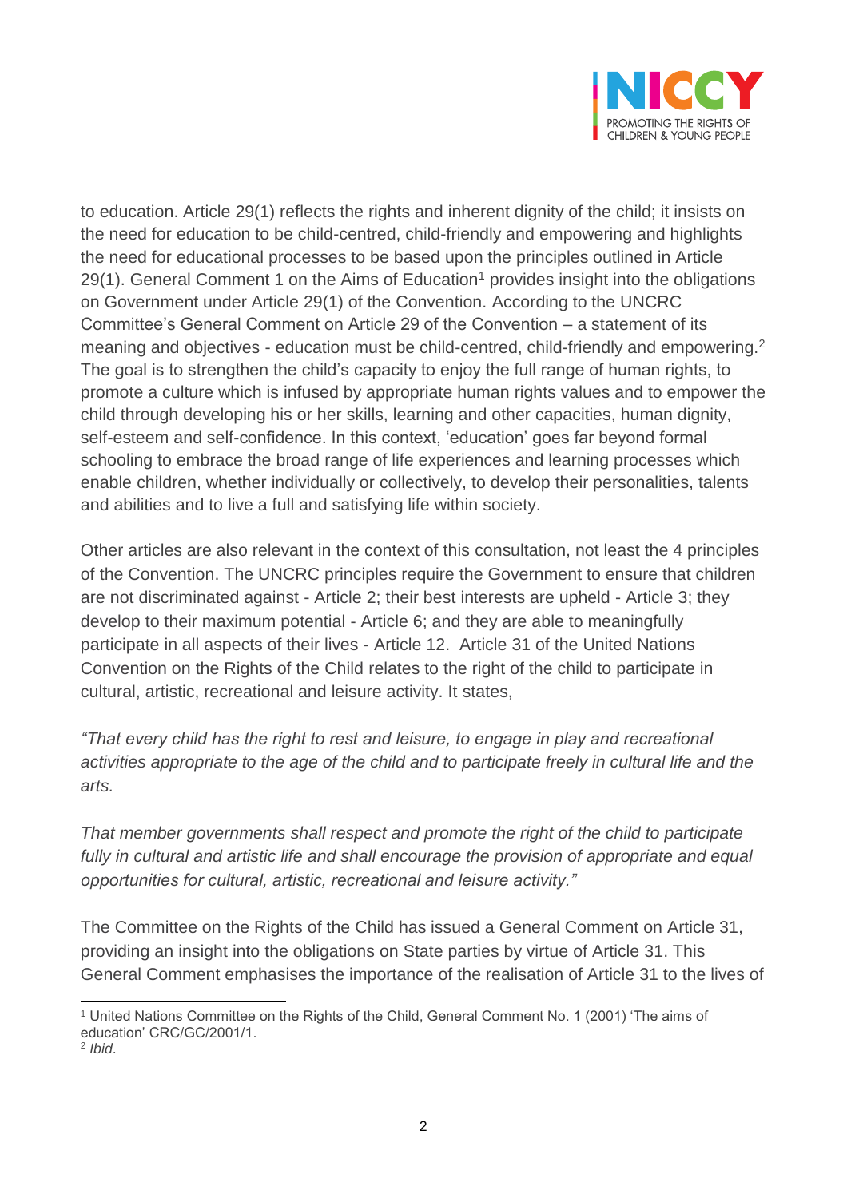to education. Article 29(1) reflects the rights and inherent dignity of the child; it insists on the need for education to be child-centred, child-friendly and empowering and highlights the need for educational processes to be based upon the principles outlined in Article 29(1). General Comment 1 on the Aims of Education[1] provides insight into the obligations on Government under Article 29(1) of the Convention. According to the UNCRC Committee's General Comment on Article 29 of the Convention – a statement of its meaning and objectives - education must be child-centred, child-friendly and empowering.[2] The goal is to strengthen the child's capacity to enjoy the full range of human rights, to promote a culture which is infused by appropriate human rights values and to empower the child through developing his or her skills, learning and other capacities, human dignity, self-esteem and self-confidence. In this context, 'education' goes far beyond formal schooling to embrace the broad range of life experiences and learning processes which enable children, whether individually or collectively, to develop their personalities, talents and abilities and to live a full and satisfying life within society.

Other articles are also relevant in the context of this consultation, not least the 4 principles of the Convention. The UNCRC principles require the Government to ensure that children are not discriminated against - Article 2; their best interests are upheld - Article 3; they develop to their maximum potential - Article 6; and they are able to meaningfully participate in all aspects of their lives - Article 12. Article 31 of the United Nations Convention on the Rights of the Child relates to the right of the child to participate in cultural, artistic, recreational and leisure activity. It states,

*"That every child has the right to rest and leisure, to engage in play and recreational activities appropriate to the age of the child and to participate freely in cultural life and the arts.*

*That member governments shall respect and promote the right of the child to participate fully in cultural and artistic life and shall encourage the provision of appropriate and equal opportunities for cultural, artistic, recreational and leisure activity."*

The Committee on the Rights of the Child has issued a General Comment on Article 31, providing an insight into the obligations on State parties by virtue of Article 31. This General Comment emphasises the importance of the realisation of Article 31 to the lives of

---

[1] United Nations Committee on the Rights of the Child, General Comment No. 1 (2001) 'The aims of education' CRC/GC/2001/1.

[2] *Ibid*.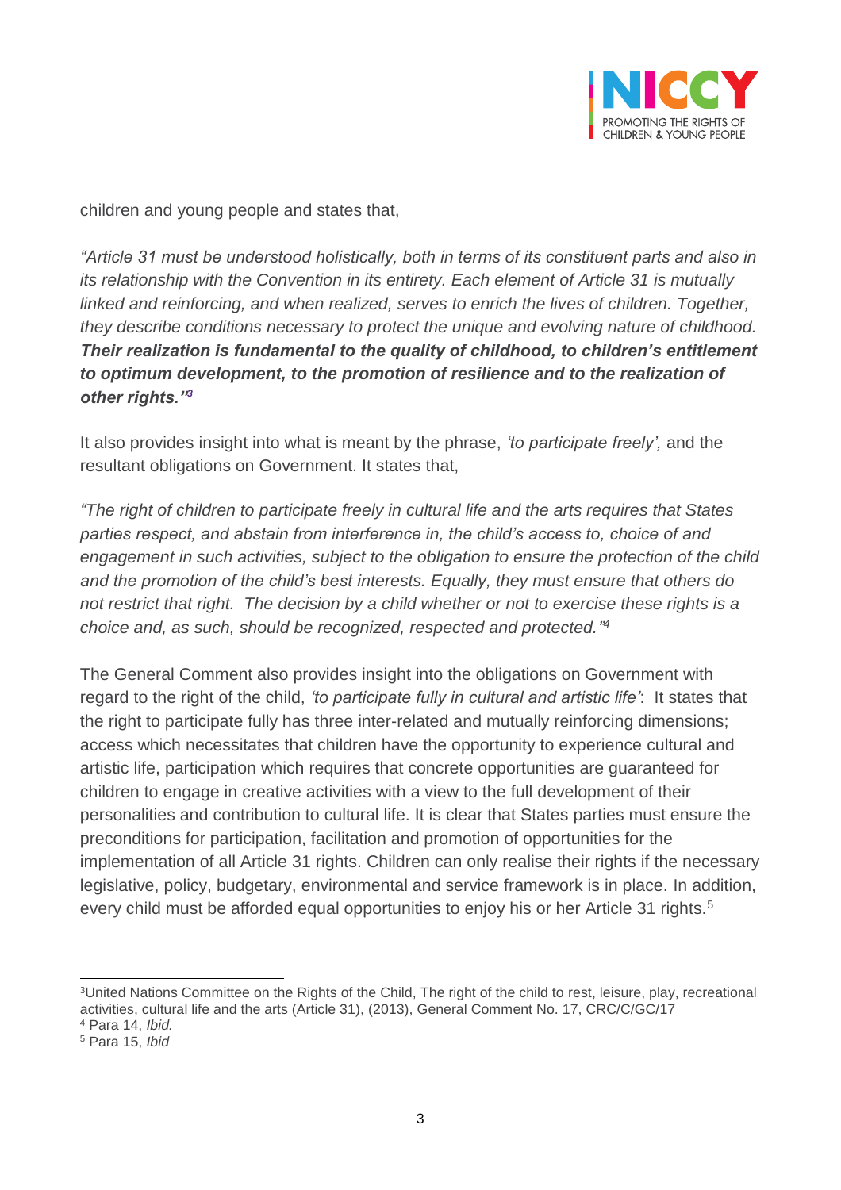children and young people and states that,

*"Article 31 must be understood holistically, both in terms of its constituent parts and also in its relationship with the Convention in its entirety. Each element of Article 31 is mutually linked and reinforcing, and when realized, serves to enrich the lives of children. Together, they describe conditions necessary to protect the unique and evolving nature of childhood.* ***Their realization is fundamental to the quality of childhood, to children's entitlement to optimum development, to the promotion of resilience and to the realization of other rights."*** [3]

It also provides insight into what is meant by the phrase, *'to participate freely',* and the resultant obligations on Government. It states that,

*"The right of children to participate freely in cultural life and the arts requires that States parties respect, and abstain from interference in, the child's access to, choice of and engagement in such activities, subject to the obligation to ensure the protection of the child and the promotion of the child's best interests. Equally, they must ensure that others do not restrict that right. The decision by a child whether or not to exercise these rights is a choice and, as such, should be recognized, respected and protected."* [4]

The General Comment also provides insight into the obligations on Government with regard to the right of the child, *'to participate fully in cultural and artistic life'*: It states that the right to participate fully has three inter-related and mutually reinforcing dimensions; access which necessitates that children have the opportunity to experience cultural and artistic life, participation which requires that concrete opportunities are guaranteed for children to engage in creative activities with a view to the full development of their personalities and contribution to cultural life. It is clear that States parties must ensure the preconditions for participation, facilitation and promotion of opportunities for the implementation of all Article 31 rights. Children can only realise their rights if the necessary legislative, policy, budgetary, environmental and service framework is in place. In addition, every child must be afforded equal opportunities to enjoy his or her Article 31 rights.[5]

---

[3] United Nations Committee on the Rights of the Child, The right of the child to rest, leisure, play, recreational activities, cultural life and the arts (Article 31), (2013), General Comment No. 17, CRC/C/GC/17

[4] Para 14, *Ibid.*

[5] Para 15, *Ibid*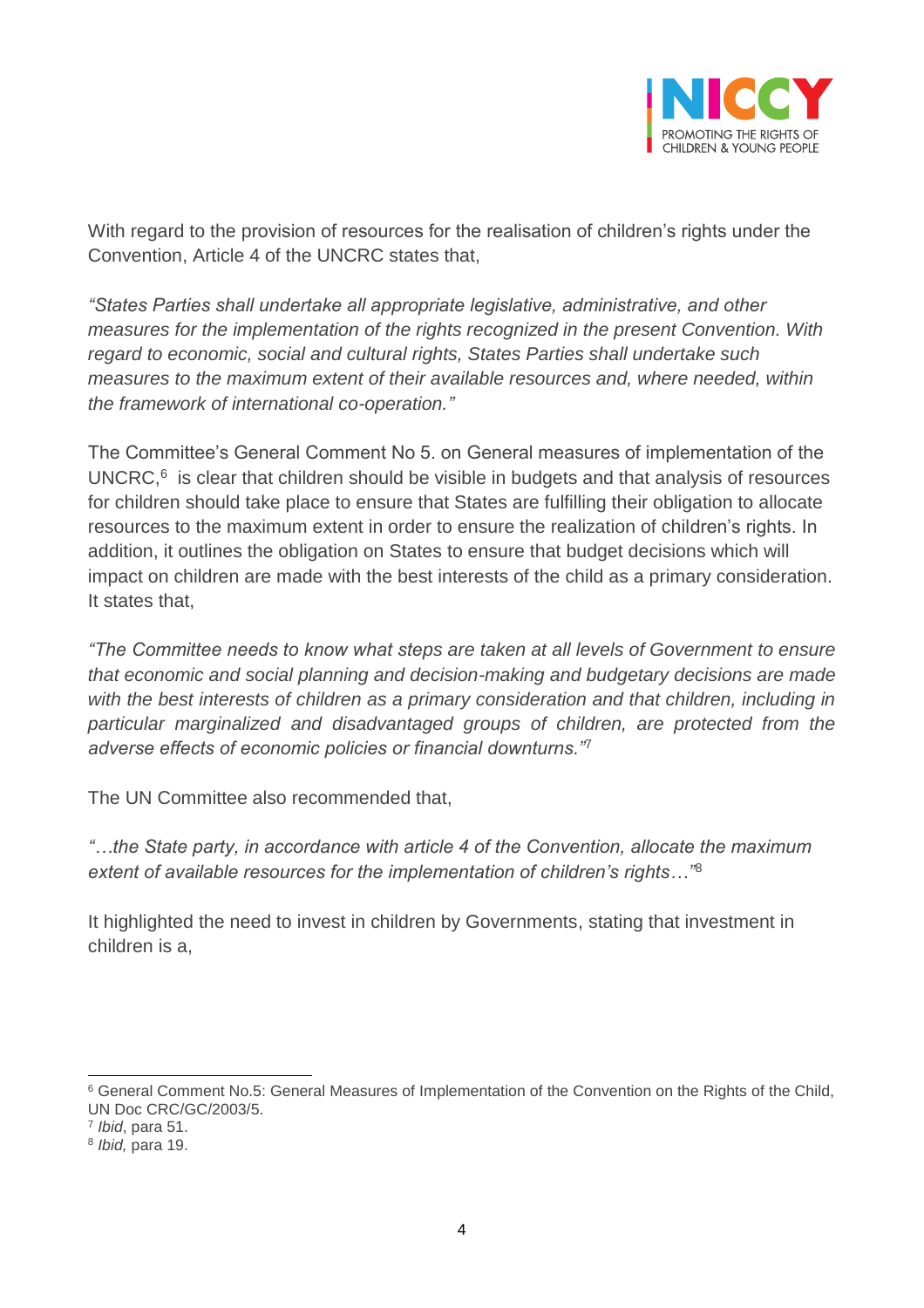With regard to the provision of resources for the realisation of children's rights under the Convention, Article 4 of the UNCRC states that,

*"States Parties shall undertake all appropriate legislative, administrative, and other measures for the implementation of the rights recognized in the present Convention. With regard to economic, social and cultural rights, States Parties shall undertake such measures to the maximum extent of their available resources and, where needed, within the framework of international co-operation."*

The Committee's General Comment No 5. on General measures of implementation of the UNCRC,[6] is clear that children should be visible in budgets and that analysis of resources for children should take place to ensure that States are fulfilling their obligation to allocate resources to the maximum extent in order to ensure the realization of children's rights. In addition, it outlines the obligation on States to ensure that budget decisions which will impact on children are made with the best interests of the child as a primary consideration. It states that,

*"The Committee needs to know what steps are taken at all levels of Government to ensure that economic and social planning and decision-making and budgetary decisions are made with the best interests of children as a primary consideration and that children, including in particular marginalized and disadvantaged groups of children, are protected from the adverse effects of economic policies or financial downturns."*[7]

The UN Committee also recommended that,

*"…the State party, in accordance with article 4 of the Convention, allocate the maximum extent of available resources for the implementation of children's rights…"*[8]

It highlighted the need to invest in children by Governments, stating that investment in children is a,

---

[6] General Comment No.5: General Measures of Implementation of the Convention on the Rights of the Child, UN Doc CRC/GC/2003/5.

[7] *Ibid*, para 51.

[8] *Ibid,* para 19.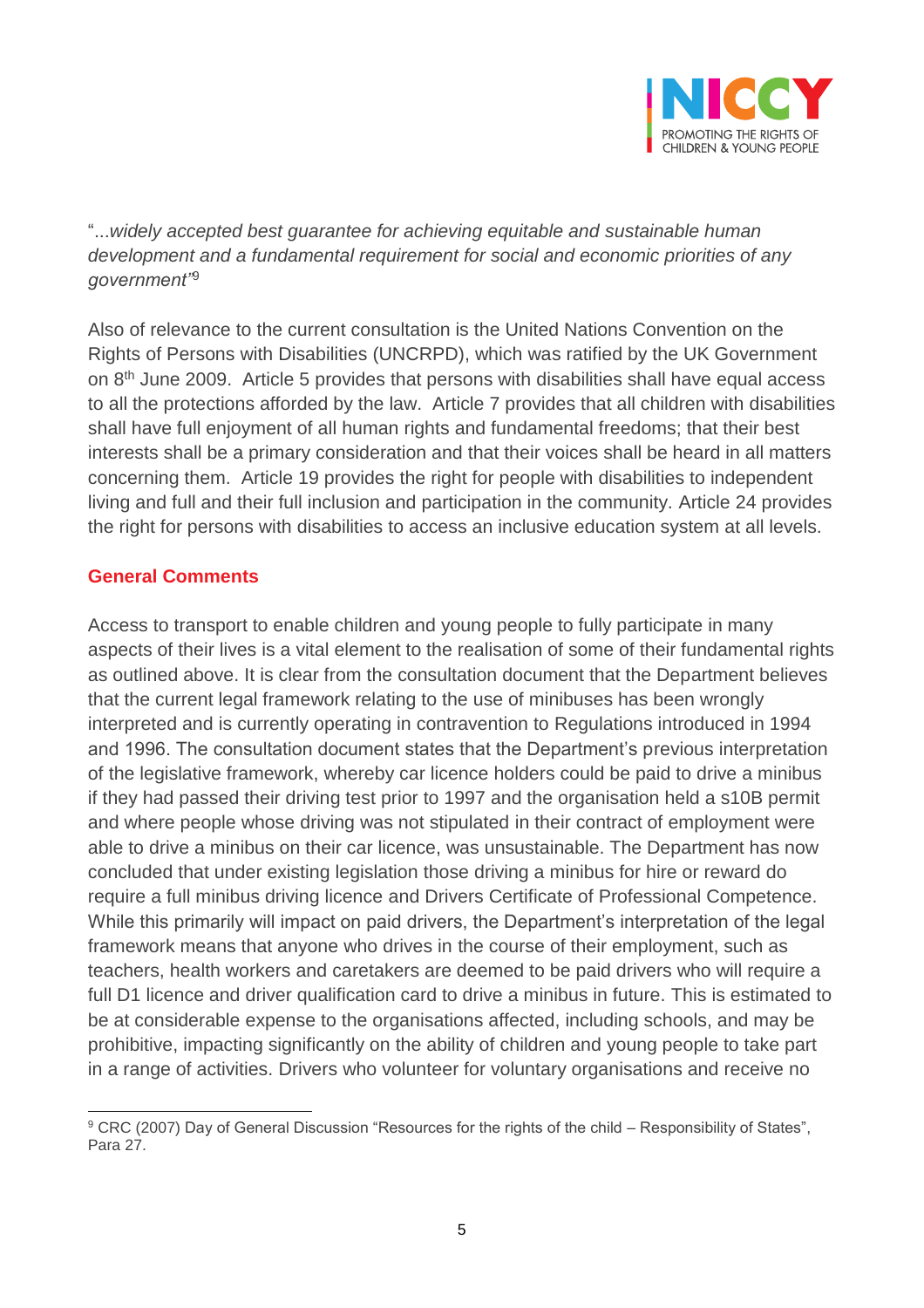"...*widely accepted best guarantee for achieving equitable and sustainable human development and a fundamental requirement for social and economic priorities of any government*"[9]

Also of relevance to the current consultation is the United Nations Convention on the Rights of Persons with Disabilities (UNCRPD), which was ratified by the UK Government on 8th June 2009. Article 5 provides that persons with disabilities shall have equal access to all the protections afforded by the law. Article 7 provides that all children with disabilities shall have full enjoyment of all human rights and fundamental freedoms; that their best interests shall be a primary consideration and that their voices shall be heard in all matters concerning them. Article 19 provides the right for people with disabilities to independent living and full and their full inclusion and participation in the community. Article 24 provides the right for persons with disabilities to access an inclusive education system at all levels.

## General Comments

Access to transport to enable children and young people to fully participate in many aspects of their lives is a vital element to the realisation of some of their fundamental rights as outlined above. It is clear from the consultation document that the Department believes that the current legal framework relating to the use of minibuses has been wrongly interpreted and is currently operating in contravention to Regulations introduced in 1994 and 1996. The consultation document states that the Department's previous interpretation of the legislative framework, whereby car licence holders could be paid to drive a minibus if they had passed their driving test prior to 1997 and the organisation held a s10B permit and where people whose driving was not stipulated in their contract of employment were able to drive a minibus on their car licence, was unsustainable. The Department has now concluded that under existing legislation those driving a minibus for hire or reward do require a full minibus driving licence and Drivers Certificate of Professional Competence. While this primarily will impact on paid drivers, the Department's interpretation of the legal framework means that anyone who drives in the course of their employment, such as teachers, health workers and caretakers are deemed to be paid drivers who will require a full D1 licence and driver qualification card to drive a minibus in future. This is estimated to be at considerable expense to the organisations affected, including schools, and may be prohibitive, impacting significantly on the ability of children and young people to take part in a range of activities. Drivers who volunteer for voluntary organisations and receive no

[9] CRC (2007) Day of General Discussion "Resources for the rights of the child – Responsibility of States", Para 27.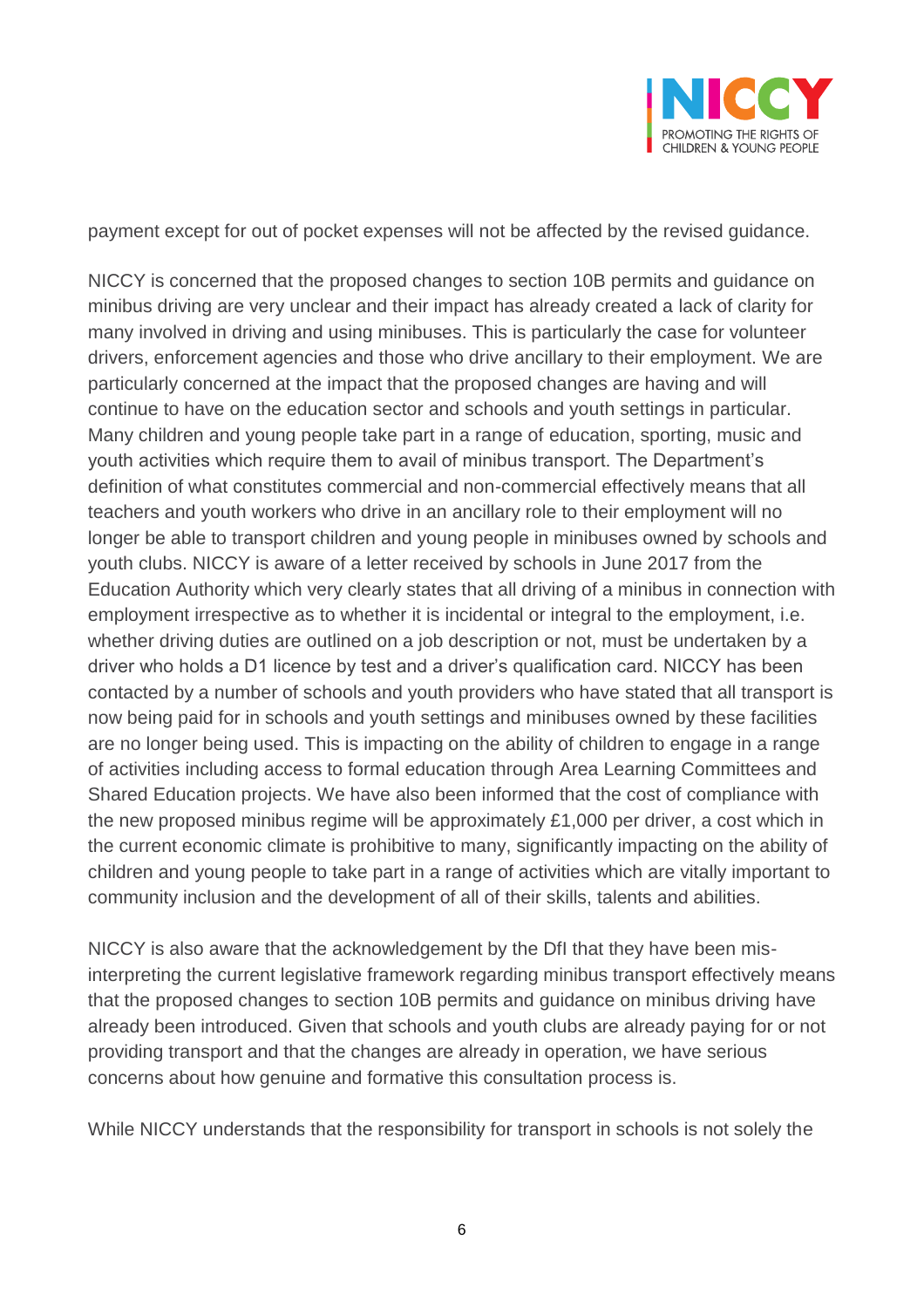payment except for out of pocket expenses will not be affected by the revised guidance.

NICCY is concerned that the proposed changes to section 10B permits and guidance on minibus driving are very unclear and their impact has already created a lack of clarity for many involved in driving and using minibuses. This is particularly the case for volunteer drivers, enforcement agencies and those who drive ancillary to their employment. We are particularly concerned at the impact that the proposed changes are having and will continue to have on the education sector and schools and youth settings in particular. Many children and young people take part in a range of education, sporting, music and youth activities which require them to avail of minibus transport. The Department's definition of what constitutes commercial and non-commercial effectively means that all teachers and youth workers who drive in an ancillary role to their employment will no longer be able to transport children and young people in minibuses owned by schools and youth clubs. NICCY is aware of a letter received by schools in June 2017 from the Education Authority which very clearly states that all driving of a minibus in connection with employment irrespective as to whether it is incidental or integral to the employment, i.e. whether driving duties are outlined on a job description or not, must be undertaken by a driver who holds a D1 licence by test and a driver's qualification card. NICCY has been contacted by a number of schools and youth providers who have stated that all transport is now being paid for in schools and youth settings and minibuses owned by these facilities are no longer being used. This is impacting on the ability of children to engage in a range of activities including access to formal education through Area Learning Committees and Shared Education projects. We have also been informed that the cost of compliance with the new proposed minibus regime will be approximately £1,000 per driver, a cost which in the current economic climate is prohibitive to many, significantly impacting on the ability of children and young people to take part in a range of activities which are vitally important to community inclusion and the development of all of their skills, talents and abilities.

NICCY is also aware that the acknowledgement by the DfI that they have been mis-interpreting the current legislative framework regarding minibus transport effectively means that the proposed changes to section 10B permits and guidance on minibus driving have already been introduced. Given that schools and youth clubs are already paying for or not providing transport and that the changes are already in operation, we have serious concerns about how genuine and formative this consultation process is.

While NICCY understands that the responsibility for transport in schools is not solely the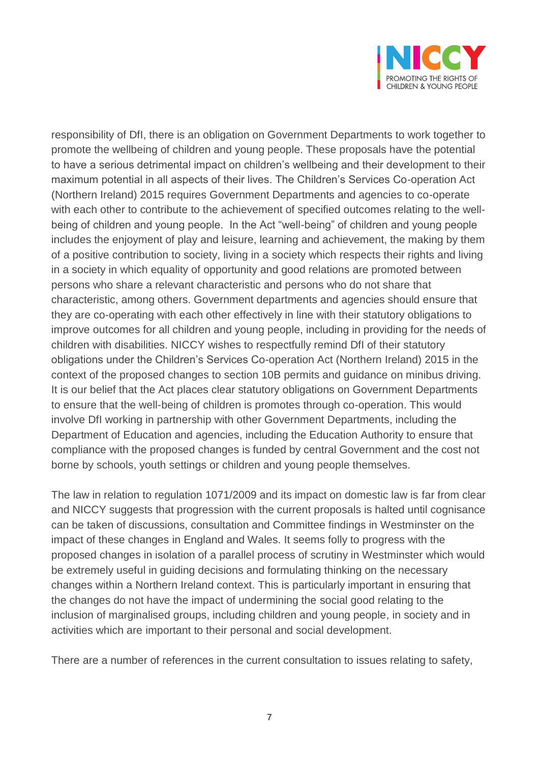responsibility of DfI, there is an obligation on Government Departments to work together to promote the wellbeing of children and young people. These proposals have the potential to have a serious detrimental impact on children's wellbeing and their development to their maximum potential in all aspects of their lives. The Children's Services Co-operation Act (Northern Ireland) 2015 requires Government Departments and agencies to co-operate with each other to contribute to the achievement of specified outcomes relating to the well-being of children and young people. In the Act "well-being" of children and young people includes the enjoyment of play and leisure, learning and achievement, the making by them of a positive contribution to society, living in a society which respects their rights and living in a society in which equality of opportunity and good relations are promoted between persons who share a relevant characteristic and persons who do not share that characteristic, among others. Government departments and agencies should ensure that they are co-operating with each other effectively in line with their statutory obligations to improve outcomes for all children and young people, including in providing for the needs of children with disabilities. NICCY wishes to respectfully remind DfI of their statutory obligations under the Children's Services Co-operation Act (Northern Ireland) 2015 in the context of the proposed changes to section 10B permits and guidance on minibus driving. It is our belief that the Act places clear statutory obligations on Government Departments to ensure that the well-being of children is promotes through co-operation. This would involve DfI working in partnership with other Government Departments, including the Department of Education and agencies, including the Education Authority to ensure that compliance with the proposed changes is funded by central Government and the cost not borne by schools, youth settings or children and young people themselves.

The law in relation to regulation 1071/2009 and its impact on domestic law is far from clear and NICCY suggests that progression with the current proposals is halted until cognisance can be taken of discussions, consultation and Committee findings in Westminster on the impact of these changes in England and Wales. It seems folly to progress with the proposed changes in isolation of a parallel process of scrutiny in Westminster which would be extremely useful in guiding decisions and formulating thinking on the necessary changes within a Northern Ireland context. This is particularly important in ensuring that the changes do not have the impact of undermining the social good relating to the inclusion of marginalised groups, including children and young people, in society and in activities which are important to their personal and social development.

There are a number of references in the current consultation to issues relating to safety,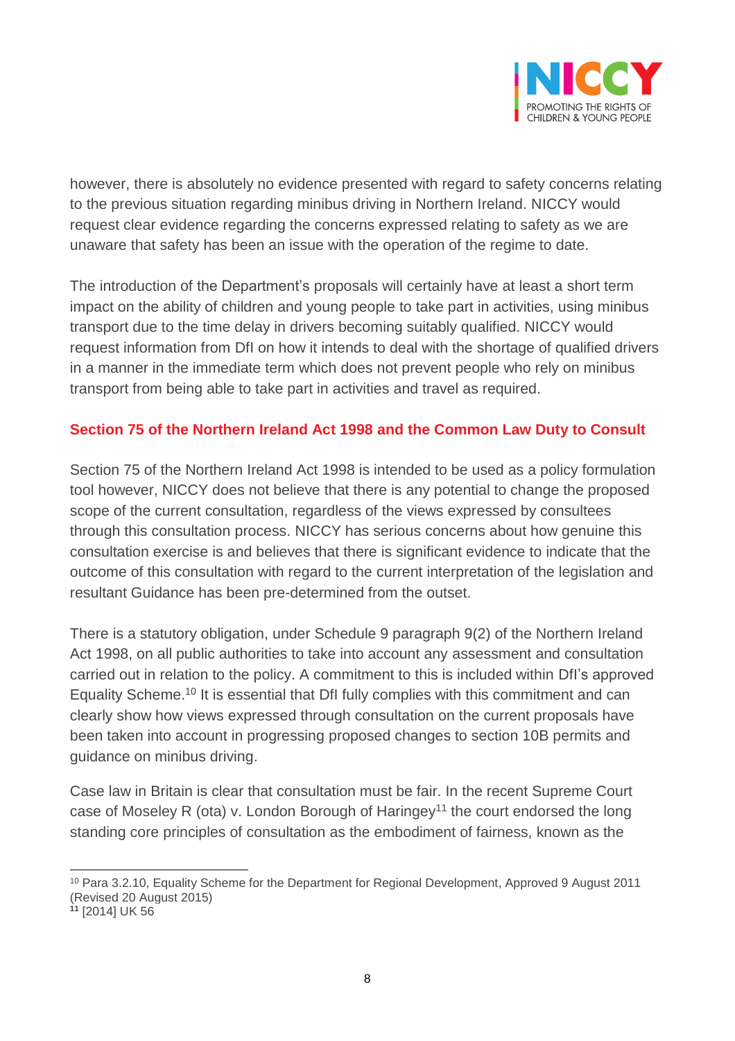however, there is absolutely no evidence presented with regard to safety concerns relating to the previous situation regarding minibus driving in Northern Ireland. NICCY would request clear evidence regarding the concerns expressed relating to safety as we are unaware that safety has been an issue with the operation of the regime to date.

The introduction of the Department's proposals will certainly have at least a short term impact on the ability of children and young people to take part in activities, using minibus transport due to the time delay in drivers becoming suitably qualified. NICCY would request information from DfI on how it intends to deal with the shortage of qualified drivers in a manner in the immediate term which does not prevent people who rely on minibus transport from being able to take part in activities and travel as required.

## Section 75 of the Northern Ireland Act 1998 and the Common Law Duty to Consult

Section 75 of the Northern Ireland Act 1998 is intended to be used as a policy formulation tool however, NICCY does not believe that there is any potential to change the proposed scope of the current consultation, regardless of the views expressed by consultees through this consultation process. NICCY has serious concerns about how genuine this consultation exercise is and believes that there is significant evidence to indicate that the outcome of this consultation with regard to the current interpretation of the legislation and resultant Guidance has been pre-determined from the outset.

There is a statutory obligation, under Schedule 9 paragraph 9(2) of the Northern Ireland Act 1998, on all public authorities to take into account any assessment and consultation carried out in relation to the policy. A commitment to this is included within DfI's approved Equality Scheme.[10] It is essential that DfI fully complies with this commitment and can clearly show how views expressed through consultation on the current proposals have been taken into account in progressing proposed changes to section 10B permits and guidance on minibus driving.

Case law in Britain is clear that consultation must be fair. In the recent Supreme Court case of Moseley R (ota) v. London Borough of Haringey[11] the court endorsed the long standing core principles of consultation as the embodiment of fairness, known as the

[10] Para 3.2.10, Equality Scheme for the Department for Regional Development, Approved 9 August 2011 (Revised 20 August 2015)

[11] [2014] UK 56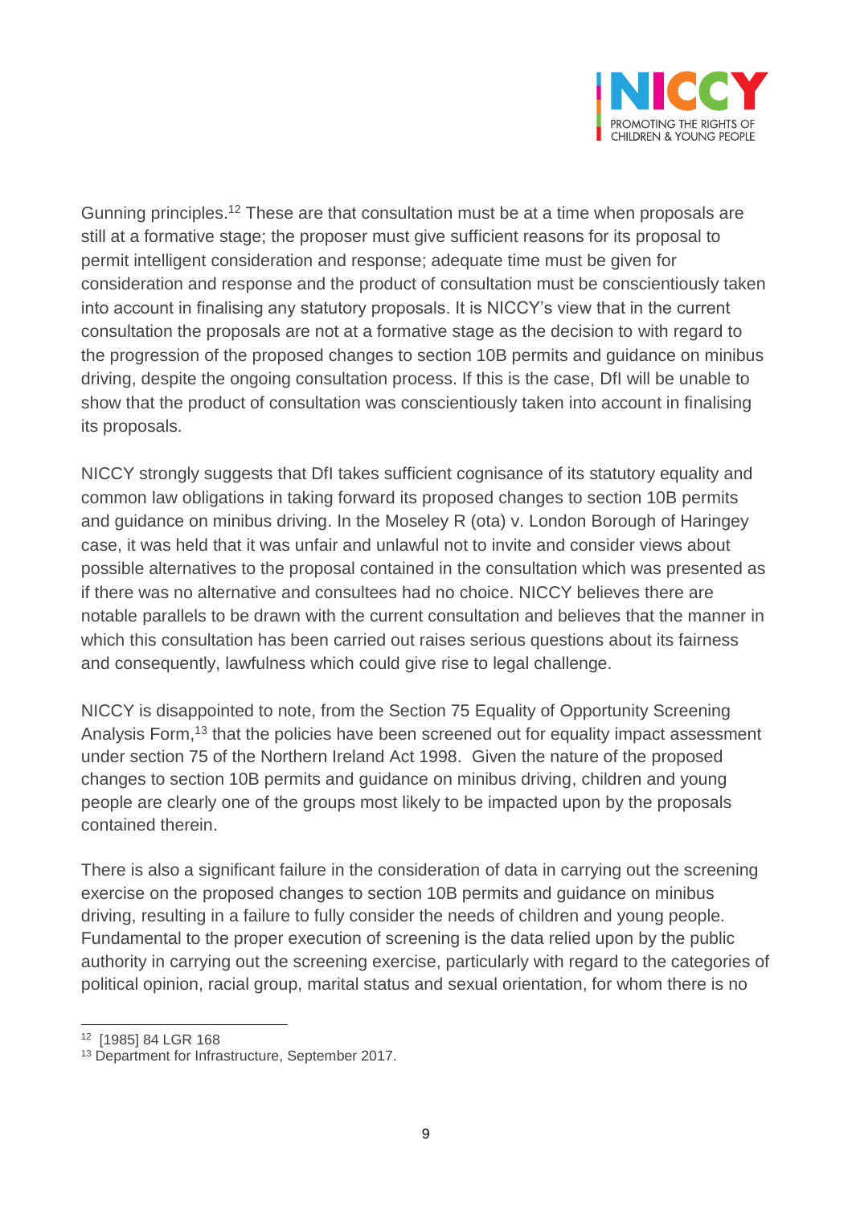Gunning principles.[12] These are that consultation must be at a time when proposals are still at a formative stage; the proposer must give sufficient reasons for its proposal to permit intelligent consideration and response; adequate time must be given for consideration and response and the product of consultation must be conscientiously taken into account in finalising any statutory proposals. It is NICCY's view that in the current consultation the proposals are not at a formative stage as the decision to with regard to the progression of the proposed changes to section 10B permits and guidance on minibus driving, despite the ongoing consultation process. If this is the case, DfI will be unable to show that the product of consultation was conscientiously taken into account in finalising its proposals.

NICCY strongly suggests that DfI takes sufficient cognisance of its statutory equality and common law obligations in taking forward its proposed changes to section 10B permits and guidance on minibus driving. In the Moseley R (ota) v. London Borough of Haringey case, it was held that it was unfair and unlawful not to invite and consider views about possible alternatives to the proposal contained in the consultation which was presented as if there was no alternative and consultees had no choice. NICCY believes there are notable parallels to be drawn with the current consultation and believes that the manner in which this consultation has been carried out raises serious questions about its fairness and consequently, lawfulness which could give rise to legal challenge.

NICCY is disappointed to note, from the Section 75 Equality of Opportunity Screening Analysis Form,[13] that the policies have been screened out for equality impact assessment under section 75 of the Northern Ireland Act 1998. Given the nature of the proposed changes to section 10B permits and guidance on minibus driving, children and young people are clearly one of the groups most likely to be impacted upon by the proposals contained therein.

There is also a significant failure in the consideration of data in carrying out the screening exercise on the proposed changes to section 10B permits and guidance on minibus driving, resulting in a failure to fully consider the needs of children and young people. Fundamental to the proper execution of screening is the data relied upon by the public authority in carrying out the screening exercise, particularly with regard to the categories of political opinion, racial group, marital status and sexual orientation, for whom there is no

---

[12] [1985] 84 LGR 168

[13] Department for Infrastructure, September 2017.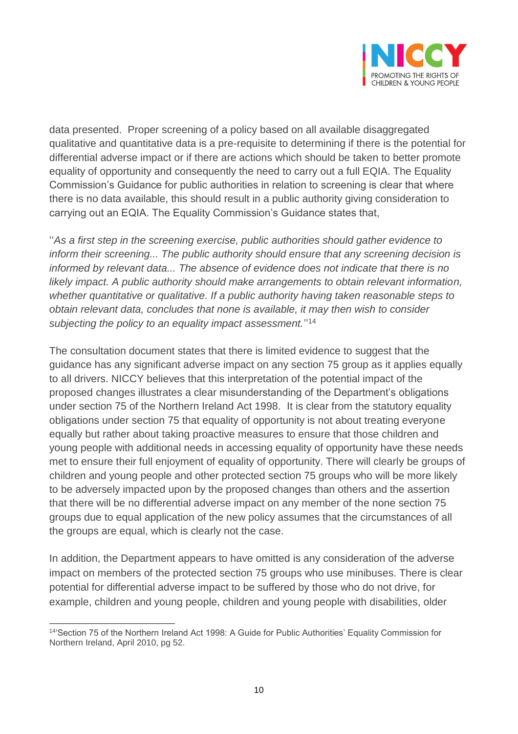data presented. Proper screening of a policy based on all available disaggregated qualitative and quantitative data is a pre-requisite to determining if there is the potential for differential adverse impact or if there are actions which should be taken to better promote equality of opportunity and consequently the need to carry out a full EQIA. The Equality Commission's Guidance for public authorities in relation to screening is clear that where there is no data available, this should result in a public authority giving consideration to carrying out an EQIA. The Equality Commission's Guidance states that,

''*As a first step in the screening exercise, public authorities should gather evidence to inform their screening... The public authority should ensure that any screening decision is informed by relevant data... The absence of evidence does not indicate that there is no likely impact. A public authority should make arrangements to obtain relevant information, whether quantitative or qualitative. If a public authority having taken reasonable steps to obtain relevant data, concludes that none is available, it may then wish to consider subjecting the policy to an equality impact assessment.*''[14]

The consultation document states that there is limited evidence to suggest that the guidance has any significant adverse impact on any section 75 group as it applies equally to all drivers. NICCY believes that this interpretation of the potential impact of the proposed changes illustrates a clear misunderstanding of the Department's obligations under section 75 of the Northern Ireland Act 1998. It is clear from the statutory equality obligations under section 75 that equality of opportunity is not about treating everyone equally but rather about taking proactive measures to ensure that those children and young people with additional needs in accessing equality of opportunity have these needs met to ensure their full enjoyment of equality of opportunity. There will clearly be groups of children and young people and other protected section 75 groups who will be more likely to be adversely impacted upon by the proposed changes than others and the assertion that there will be no differential adverse impact on any member of the none section 75 groups due to equal application of the new policy assumes that the circumstances of all the groups are equal, which is clearly not the case.

In addition, the Department appears to have omitted is any consideration of the adverse impact on members of the protected section 75 groups who use minibuses. There is clear potential for differential adverse impact to be suffered by those who do not drive, for example, children and young people, children and young people with disabilities, older

---

[14]'Section 75 of the Northern Ireland Act 1998: A Guide for Public Authorities' Equality Commission for Northern Ireland, April 2010, pg 52.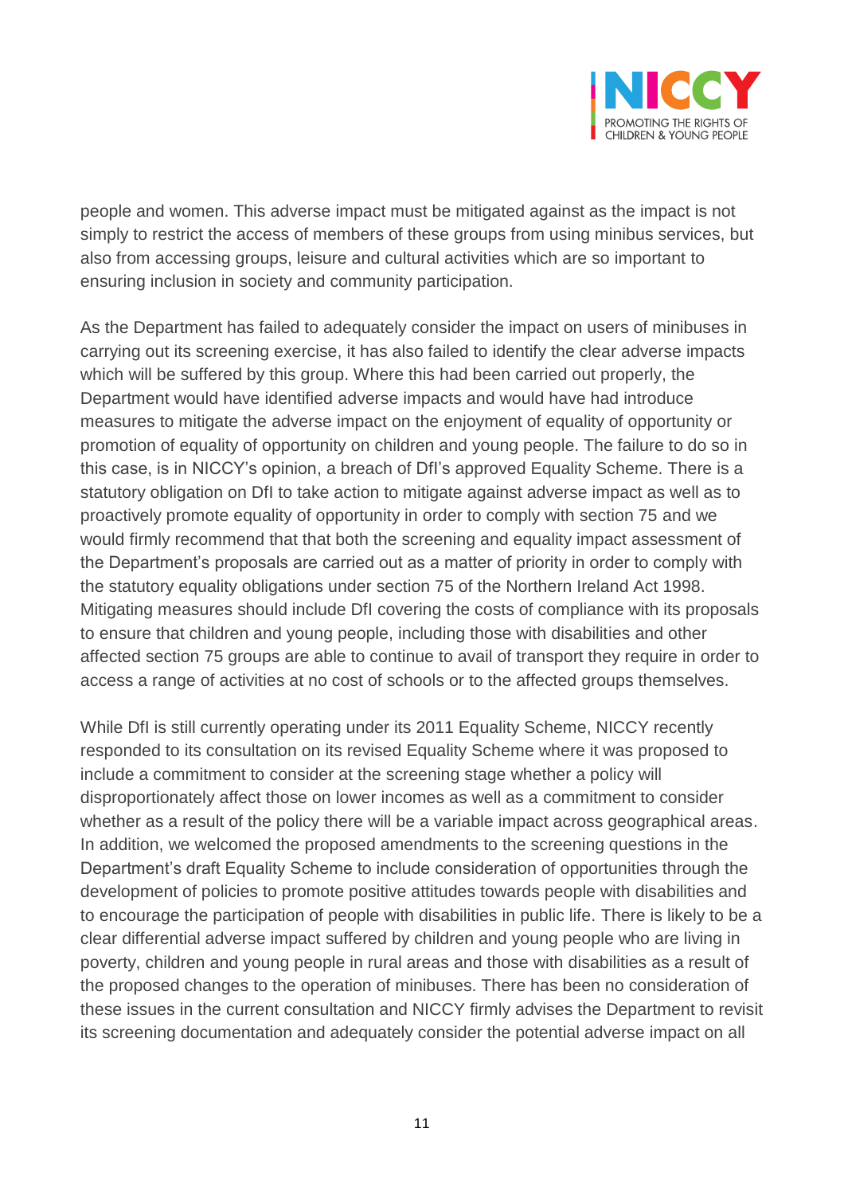people and women. This adverse impact must be mitigated against as the impact is not simply to restrict the access of members of these groups from using minibus services, but also from accessing groups, leisure and cultural activities which are so important to ensuring inclusion in society and community participation.

As the Department has failed to adequately consider the impact on users of minibuses in carrying out its screening exercise, it has also failed to identify the clear adverse impacts which will be suffered by this group. Where this had been carried out properly, the Department would have identified adverse impacts and would have had introduce measures to mitigate the adverse impact on the enjoyment of equality of opportunity or promotion of equality of opportunity on children and young people. The failure to do so in this case, is in NICCY's opinion, a breach of DfI's approved Equality Scheme. There is a statutory obligation on DfI to take action to mitigate against adverse impact as well as to proactively promote equality of opportunity in order to comply with section 75 and we would firmly recommend that that both the screening and equality impact assessment of the Department's proposals are carried out as a matter of priority in order to comply with the statutory equality obligations under section 75 of the Northern Ireland Act 1998. Mitigating measures should include DfI covering the costs of compliance with its proposals to ensure that children and young people, including those with disabilities and other affected section 75 groups are able to continue to avail of transport they require in order to access a range of activities at no cost of schools or to the affected groups themselves.

While DfI is still currently operating under its 2011 Equality Scheme, NICCY recently responded to its consultation on its revised Equality Scheme where it was proposed to include a commitment to consider at the screening stage whether a policy will disproportionately affect those on lower incomes as well as a commitment to consider whether as a result of the policy there will be a variable impact across geographical areas. In addition, we welcomed the proposed amendments to the screening questions in the Department's draft Equality Scheme to include consideration of opportunities through the development of policies to promote positive attitudes towards people with disabilities and to encourage the participation of people with disabilities in public life. There is likely to be a clear differential adverse impact suffered by children and young people who are living in poverty, children and young people in rural areas and those with disabilities as a result of the proposed changes to the operation of minibuses. There has been no consideration of these issues in the current consultation and NICCY firmly advises the Department to revisit its screening documentation and adequately consider the potential adverse impact on all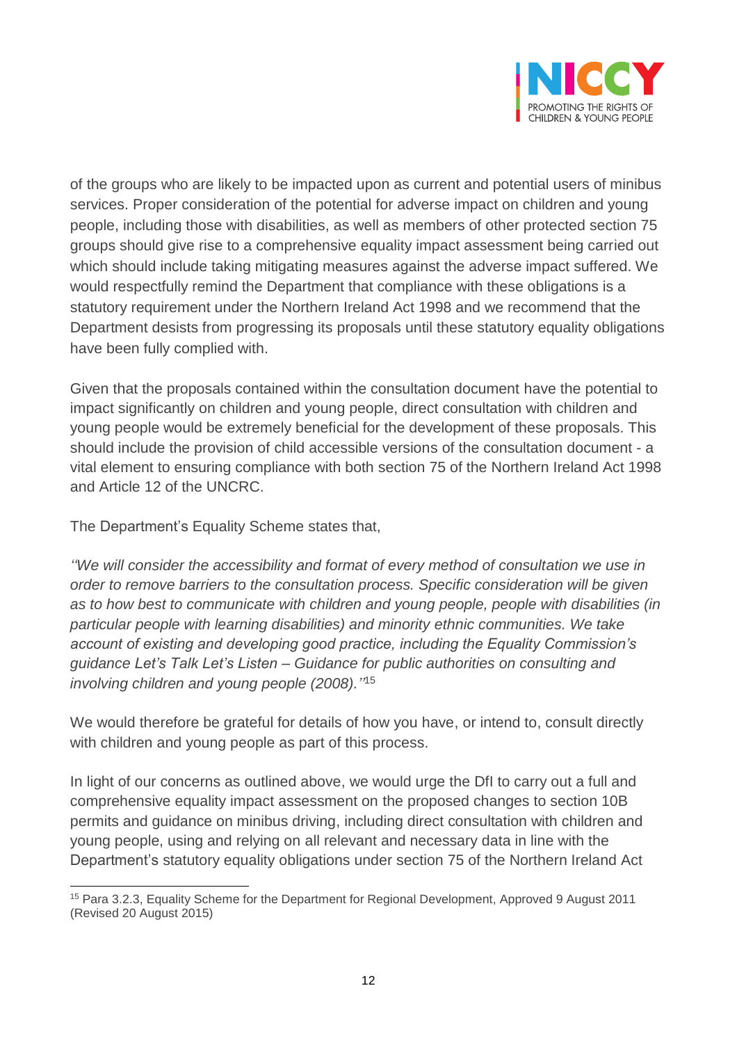of the groups who are likely to be impacted upon as current and potential users of minibus services. Proper consideration of the potential for adverse impact on children and young people, including those with disabilities, as well as members of other protected section 75 groups should give rise to a comprehensive equality impact assessment being carried out which should include taking mitigating measures against the adverse impact suffered. We would respectfully remind the Department that compliance with these obligations is a statutory requirement under the Northern Ireland Act 1998 and we recommend that the Department desists from progressing its proposals until these statutory equality obligations have been fully complied with.

Given that the proposals contained within the consultation document have the potential to impact significantly on children and young people, direct consultation with children and young people would be extremely beneficial for the development of these proposals. This should include the provision of child accessible versions of the consultation document - a vital element to ensuring compliance with both section 75 of the Northern Ireland Act 1998 and Article 12 of the UNCRC.

The Department's Equality Scheme states that,

*''We will consider the accessibility and format of every method of consultation we use in order to remove barriers to the consultation process. Specific consideration will be given as to how best to communicate with children and young people, people with disabilities (in particular people with learning disabilities) and minority ethnic communities. We take account of existing and developing good practice, including the Equality Commission's guidance Let's Talk Let's Listen – Guidance for public authorities on consulting and involving children and young people (2008).''*[15]

We would therefore be grateful for details of how you have, or intend to, consult directly with children and young people as part of this process.

In light of our concerns as outlined above, we would urge the DfI to carry out a full and comprehensive equality impact assessment on the proposed changes to section 10B permits and guidance on minibus driving, including direct consultation with children and young people, using and relying on all relevant and necessary data in line with the Department's statutory equality obligations under section 75 of the Northern Ireland Act

[15] Para 3.2.3, Equality Scheme for the Department for Regional Development, Approved 9 August 2011 (Revised 20 August 2015)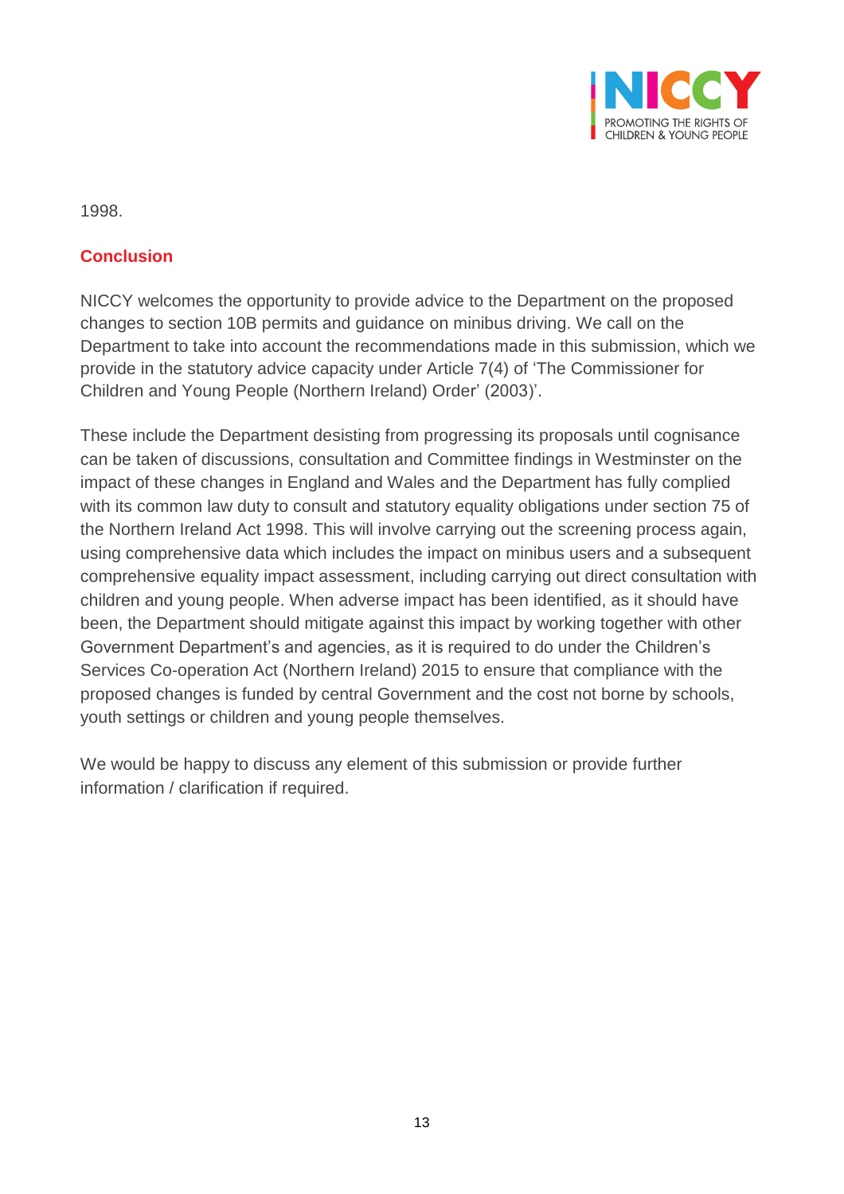1998.

## Conclusion

NICCY welcomes the opportunity to provide advice to the Department on the proposed changes to section 10B permits and guidance on minibus driving. We call on the Department to take into account the recommendations made in this submission, which we provide in the statutory advice capacity under Article 7(4) of 'The Commissioner for Children and Young People (Northern Ireland) Order' (2003)'.

These include the Department desisting from progressing its proposals until cognisance can be taken of discussions, consultation and Committee findings in Westminster on the impact of these changes in England and Wales and the Department has fully complied with its common law duty to consult and statutory equality obligations under section 75 of the Northern Ireland Act 1998. This will involve carrying out the screening process again, using comprehensive data which includes the impact on minibus users and a subsequent comprehensive equality impact assessment, including carrying out direct consultation with children and young people. When adverse impact has been identified, as it should have been, the Department should mitigate against this impact by working together with other Government Department's and agencies, as it is required to do under the Children's Services Co-operation Act (Northern Ireland) 2015 to ensure that compliance with the proposed changes is funded by central Government and the cost not borne by schools, youth settings or children and young people themselves.

We would be happy to discuss any element of this submission or provide further information / clarification if required.